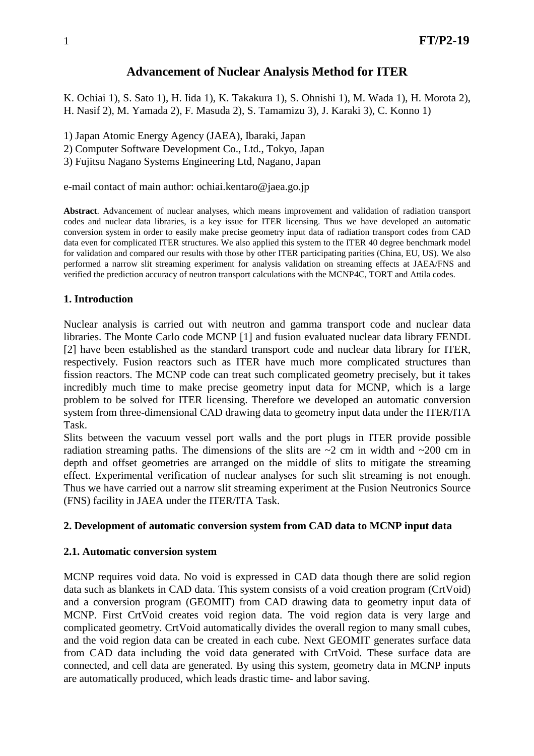# Advancement of Nuclear Analysis Method for ITER

K. Ochiai 1), S. Sato 1), H. Iida 1), K. Takakura 1), S. Ohnishi 1), M. Wada 1), H. Morota 2), H. Nasif 2), M. Yamada 2), F. Masuda 2), S. Tamamizu 3), J. Karaki 3), C. Konno 1)

1) Japan Atomic Energy Agency (JAEA), Ibaraki, Japan
2) Computer Software Development Co., Ltd., Tokyo, Japan
3) Fujitsu Nagano Systems Engineering Ltd, Nagano, Japan

e-mail contact of main author: ochiai.kentaro@jaea.go.jp

**Abstract**. Advancement of nuclear analyses, which means improvement and validation of radiation transport codes and nuclear data libraries, is a key issue for ITER licensing. Thus we have developed an automatic conversion system in order to easily make precise geometry input data of radiation transport codes from CAD data even for complicated ITER structures. We also applied this system to the ITER 40 degree benchmark model for validation and compared our results with those by other ITER participating parities (China, EU, US). We also performed a narrow slit streaming experiment for analysis validation on streaming effects at JAEA/FNS and verified the prediction accuracy of neutron transport calculations with the MCNP4C, TORT and Attila codes.

## 1. Introduction

Nuclear analysis is carried out with neutron and gamma transport code and nuclear data libraries. The Monte Carlo code MCNP [1] and fusion evaluated nuclear data library FENDL [2] have been established as the standard transport code and nuclear data library for ITER, respectively. Fusion reactors such as ITER have much more complicated structures than fission reactors. The MCNP code can treat such complicated geometry precisely, but it takes incredibly much time to make precise geometry input data for MCNP, which is a large problem to be solved for ITER licensing. Therefore we developed an automatic conversion system from three-dimensional CAD drawing data to geometry input data under the ITER/ITA Task.

Slits between the vacuum vessel port walls and the port plugs in ITER provide possible radiation streaming paths. The dimensions of the slits are ~2 cm in width and ~200 cm in depth and offset geometries are arranged on the middle of slits to mitigate the streaming effect. Experimental verification of nuclear analyses for such slit streaming is not enough. Thus we have carried out a narrow slit streaming experiment at the Fusion Neutronics Source (FNS) facility in JAEA under the ITER/ITA Task.

## 2. Development of automatic conversion system from CAD data to MCNP input data

### 2.1. Automatic conversion system

MCNP requires void data. No void is expressed in CAD data though there are solid region data such as blankets in CAD data. This system consists of a void creation program (CrtVoid) and a conversion program (GEOMIT) from CAD drawing data to geometry input data of MCNP. First CrtVoid creates void region data. The void region data is very large and complicated geometry. CrtVoid automatically divides the overall region to many small cubes, and the void region data can be created in each cube. Next GEOMIT generates surface data from CAD data including the void data generated with CrtVoid. These surface data are connected, and cell data are generated. By using this system, geometry data in MCNP inputs are automatically produced, which leads drastic time- and labor saving.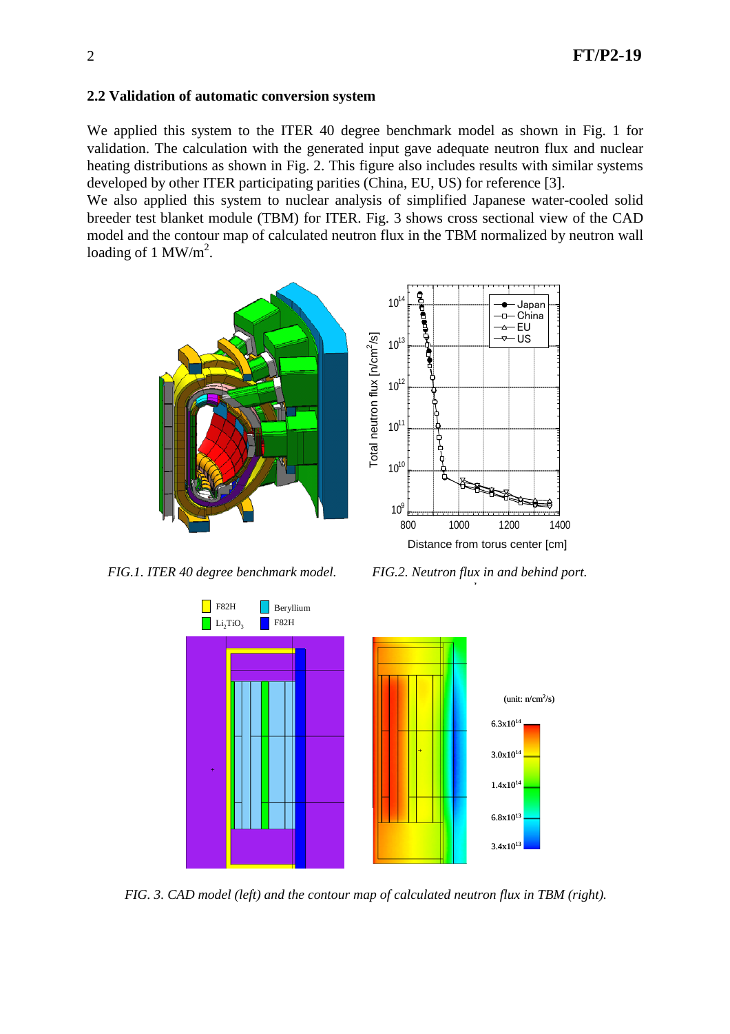### 2.2 Validation of automatic conversion system

We applied this system to the ITER 40 degree benchmark model as shown in Fig. 1 for validation. The calculation with the generated input gave adequate neutron flux and nuclear heating distributions as shown in Fig. 2. This figure also includes results with similar systems developed by other ITER participating parities (China, EU, US) for reference [3].

We also applied this system to nuclear analysis of simplified Japanese water-cooled solid breeder test blanket module (TBM) for ITER. Fig. 3 shows cross sectional view of the CAD model and the contour map of calculated neutron flux in the TBM normalized by neutron wall loading of 1 $MW/m^2$.

*FIG.1. ITER 40 degree benchmark model.*

Total neutron flux [n/cm$^2$/s]

$10^{14}$
$10^{13}$
$10^{12}$
$10^{11}$
$10^{10}$
$10^{9}$

800
1000
1200
1400

Distance from torus center [cm]

Japan
China
EU
US

*FIG.2. Neutron flux in and behind port.*

F82H
Beryllium
$Li_2TiO_3$
F82H

(unit: n/cm$^2$/s)

$6.3x10^{14}$
$3.0x10^{14}$
$1.4x10^{14}$
$6.8x10^{13}$
$3.4x10^{13}$

*FIG. 3. CAD model (left) and the contour map of calculated neutron flux in TBM (right).*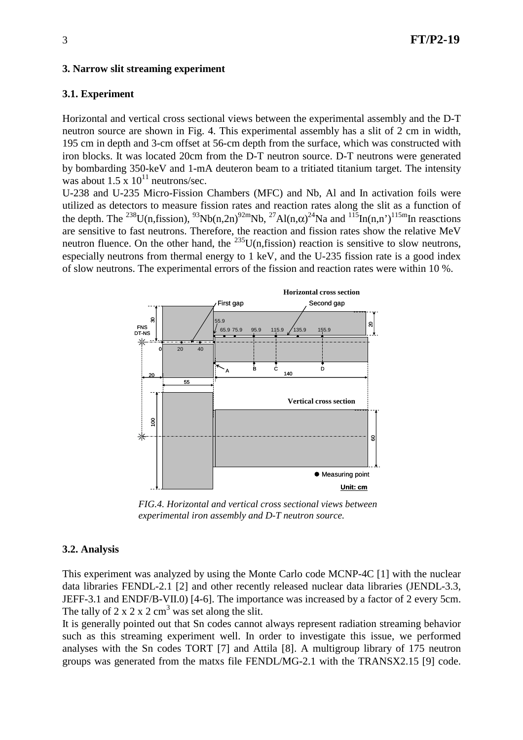## 3. Narrow slit streaming experiment

### 3.1. Experiment

Horizontal and vertical cross sectional views between the experimental assembly and the D-T neutron source are shown in Fig. 4. This experimental assembly has a slit of 2 cm in width, 195 cm in depth and 3-cm offset at 56-cm depth from the surface, which was constructed with iron blocks. It was located 20cm from the D-T neutron source. D-T neutrons were generated by bombarding 350-keV and 1-mA deuteron beam to a tritiated titanium target. The intensity was about $1.5 \times 10^{11}$ neutrons/sec.

U-238 and U-235 Micro-Fission Chambers (MFC) and Nb, Al and In activation foils were utilized as detectors to measure fission rates and reaction rates along the slit as a function of the depth. The $^{238}$U(n,fission), $^{93}$Nb(n,2n)$^{92m}$Nb, $^{27}$Al(n,$\alpha$)$^{24}$Na and $^{115}$In(n,n')$^{115m}$In reasctions are sensitive to fast neutrons. Therefore, the reaction and fission rates show the relative MeV neutron fluence. On the other hand, the $^{235}$U(n,fission) reaction is sensitive to slow neutrons, especially neutrons from thermal energy to 1 keV, and the U-235 fission rate is a good index of slow neutrons. The experimental errors of the fission and reaction rates were within 10 %.

Horizontal cross section
First gap
Second gap
FNS DT-NS
30
20
55.9
65.9 75.9 95.9 115.9 135.9 155.9
0 20 40
A B C D
20
55
140
Vertical cross section
100
60
● Measuring point
Unit: cm

*FIG.4. Horizontal and vertical cross sectional views between experimental iron assembly and D-T neutron source.*

### 3.2. Analysis

This experiment was analyzed by using the Monte Carlo code MCNP-4C [1] with the nuclear data libraries FENDL-2.1 [2] and other recently released nuclear data libraries (JENDL-3.3, JEFF-3.1 and ENDF/B-VII.0) [4-6]. The importance was increased by a factor of 2 every 5cm. The tally of $2 \times 2 \times 2$ cm$^3$ was set along the slit.

It is generally pointed out that Sn codes cannot always represent radiation streaming behavior such as this streaming experiment well. In order to investigate this issue, we performed analyses with the Sn codes TORT [7] and Attila [8]. A multigroup library of 175 neutron groups was generated from the matxs file FENDL/MG-2.1 with the TRANSX2.15 [9] code.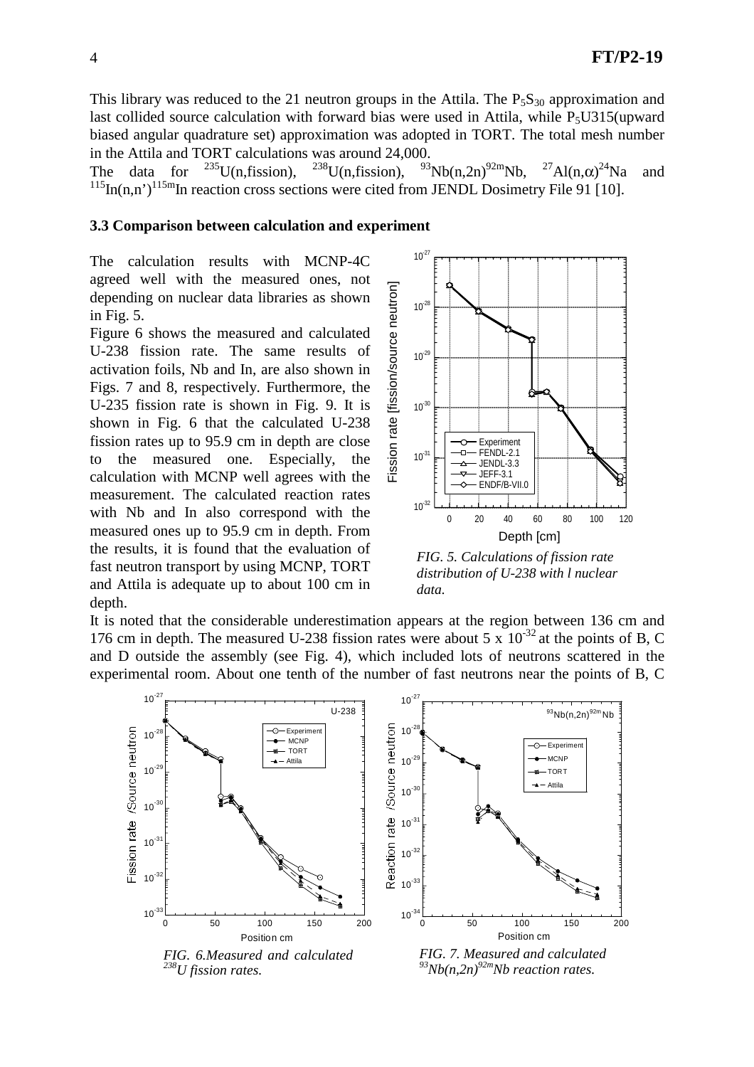This library was reduced to the 21 neutron groups in the Attila. The $P_5S_{30}$ approximation and last collided source calculation with forward bias were used in Attila, while $P_5$U315(upward biased angular quadrature set) approximation was adopted in TORT. The total mesh number in the Attila and TORT calculations was around 24,000.

The data for $^{235}$U(n,fission), $^{238}$U(n,fission), $^{93}$Nb(n,2n)$^{92m}$Nb, $^{27}$Al(n,$\alpha$)$^{24}$Na and $^{115}$In(n,n')$^{115m}$In reaction cross sections were cited from JENDL Dosimetry File 91 [10].

### 3.3 Comparison between calculation and experiment

The calculation results with MCNP-4C agreed well with the measured ones, not depending on nuclear data libraries as shown in Fig. 5.

Figure 6 shows the measured and calculated U-238 fission rate. The same results of activation foils, Nb and In, are also shown in Figs. 7 and 8, respectively. Furthermore, the U-235 fission rate is shown in Fig. 9. It is shown in Fig. 6 that the calculated U-238 fission rates up to 95.9 cm in depth are close to the measured one. Especially, the calculation with MCNP well agrees with the measurement. The calculated reaction rates with Nb and In also correspond with the measured ones up to 95.9 cm in depth. From the results, it is found that the evaluation of fast neutron transport by using MCNP, TORT and Attila is adequate up to about 100 cm in depth.

Fission rate [fission/source neutron]
$10^{-27}$
$10^{-28}$
$10^{-29}$
$10^{-30}$
$10^{-31}$
$10^{-32}$
Depth [cm]
0 20 40 60 80 100 120
Experiment
FENDL-2.1
JENDL-3.3
JEFF-3.1
ENDF/B-VII.0

*FIG. 5. Calculations of fission rate distribution of U-238 with l nuclear data.*

It is noted that the considerable underestimation appears at the region between 136 cm and 176 cm in depth. The measured U-238 fission rates were about 5 x $10^{-32}$ at the points of B, C and D outside the assembly (see Fig. 4), which included lots of neutrons scattered in the experimental room. About one tenth of the number of fast neutrons near the points of B, C

Fission rate /Source neutron
$10^{-27}$
$10^{-28}$
$10^{-29}$
$10^{-30}$
$10^{-31}$
$10^{-32}$
$10^{-33}$
U-238
Experiment
MCNP
TORT
Attila
Position cm
0 50 100 150 200

*FIG. 6.Measured and calculated $^{238}$U fission rates.*

Reaction rate /Source neutron
$10^{-27}$
$10^{-28}$
$10^{-29}$
$10^{-30}$
$10^{-31}$
$10^{-32}$
$10^{-33}$
$10^{-34}$
$^{93}$Nb(n,2n)$^{92m}$Nb
Experiment
MCNP
TORT
Attila
Position cm
0 50 100 150 200

*FIG. 7. Measured and calculated $^{93}$Nb(n,2n)$^{92m}$Nb reaction rates.*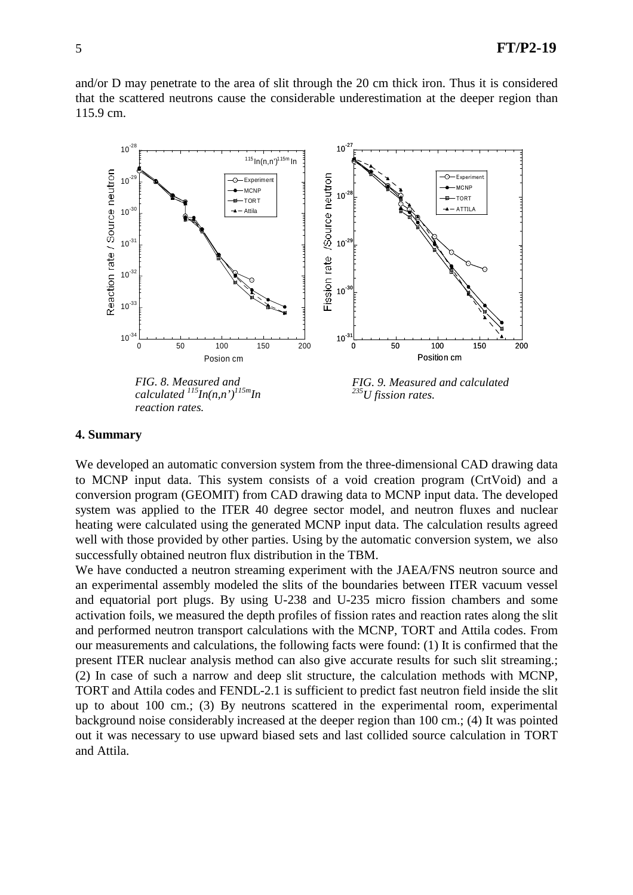and/or D may penetrate to the area of slit through the 20 cm thick iron. Thus it is considered that the scattered neutrons cause the considerable underestimation at the deeper region than 115.9 cm.

$10^{-28}$
$^{115}$In(n,n')$^{115m}$In
Reaction rate / Source neutron
Experiment
MCNP
TORT
Attila
$10^{-29}$
$10^{-30}$
$10^{-31}$
$10^{-32}$
$10^{-33}$
$10^{-34}$
0 50 100 150 200
Posion cm

*FIG. 8. Measured and calculated $^{115}In(n,n')^{115m}In$ reaction rates.*

$10^{-27}$
Fission rate /Source neutron
Experiment
MCNP
TORT
ATTILA
$10^{-28}$
$10^{-29}$
$10^{-30}$
$10^{-31}$
0 50 100 150 200
Position cm

*FIG. 9. Measured and calculated $^{235}U$ fission rates.*

## 4. Summary

We developed an automatic conversion system from the three-dimensional CAD drawing data to MCNP input data. This system consists of a void creation program (CrtVoid) and a conversion program (GEOMIT) from CAD drawing data to MCNP input data. The developed system was applied to the ITER 40 degree sector model, and neutron fluxes and nuclear heating were calculated using the generated MCNP input data. The calculation results agreed well with those provided by other parties. Using by the automatic conversion system, we also successfully obtained neutron flux distribution in the TBM.

We have conducted a neutron streaming experiment with the JAEA/FNS neutron source and an experimental assembly modeled the slits of the boundaries between ITER vacuum vessel and equatorial port plugs. By using U-238 and U-235 micro fission chambers and some activation foils, we measured the depth profiles of fission rates and reaction rates along the slit and performed neutron transport calculations with the MCNP, TORT and Attila codes. From our measurements and calculations, the following facts were found: (1) It is confirmed that the present ITER nuclear analysis method can also give accurate results for such slit streaming.; (2) In case of such a narrow and deep slit structure, the calculation methods with MCNP, TORT and Attila codes and FENDL-2.1 is sufficient to predict fast neutron field inside the slit up to about 100 cm.; (3) By neutrons scattered in the experimental room, experimental background noise considerably increased at the deeper region than 100 cm.; (4) It was pointed out it was necessary to use upward biased sets and last collided source calculation in TORT and Attila.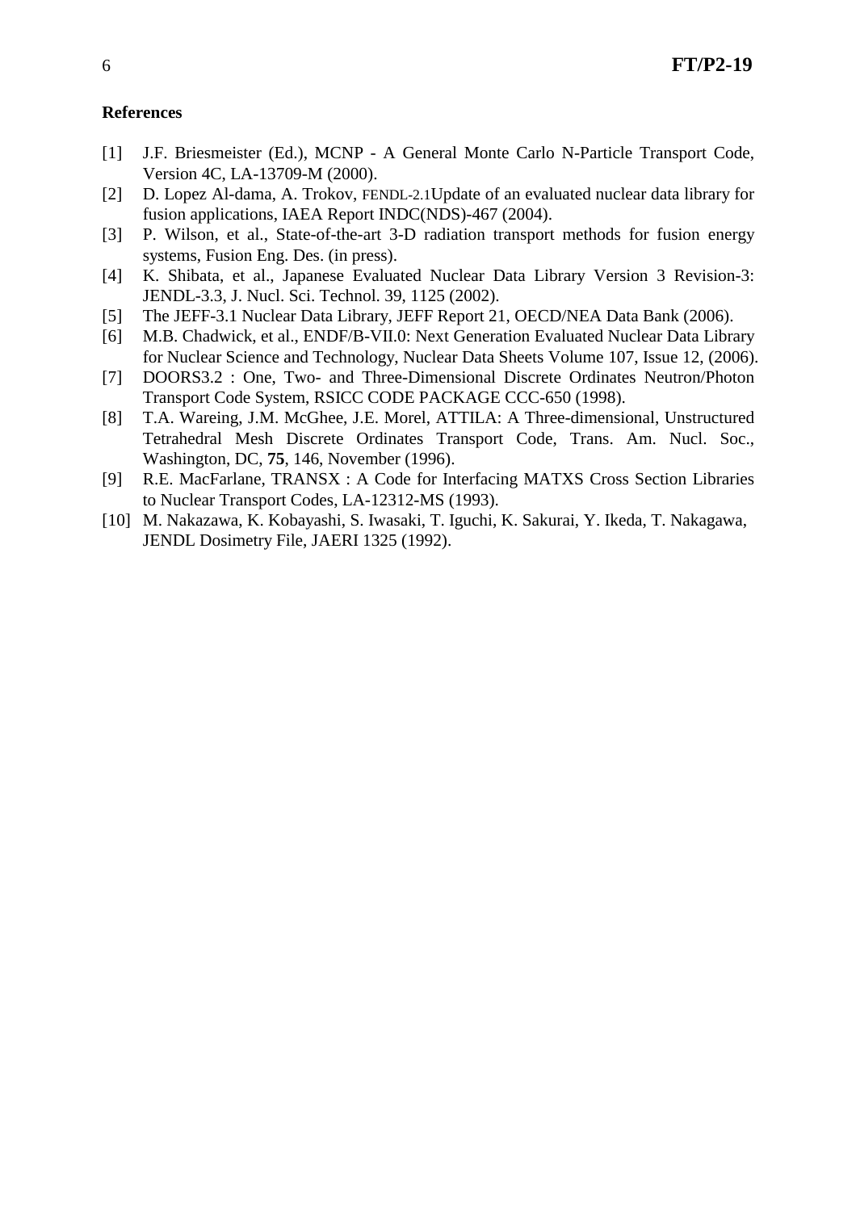**References**

[1] J.F. Briesmeister (Ed.), MCNP - A General Monte Carlo N-Particle Transport Code, Version 4C, LA-13709-M (2000).

[2] D. Lopez Al-dama, A. Trokov, FENDL-2.1Update of an evaluated nuclear data library for fusion applications, IAEA Report INDC(NDS)-467 (2004).

[3] P. Wilson, et al., State-of-the-art 3-D radiation transport methods for fusion energy systems, Fusion Eng. Des. (in press).

[4] K. Shibata, et al., Japanese Evaluated Nuclear Data Library Version 3 Revision-3: JENDL-3.3, J. Nucl. Sci. Technol. 39, 1125 (2002).

[5] The JEFF-3.1 Nuclear Data Library, JEFF Report 21, OECD/NEA Data Bank (2006).

[6] M.B. Chadwick, et al., ENDF/B-VII.0: Next Generation Evaluated Nuclear Data Library for Nuclear Science and Technology, Nuclear Data Sheets Volume 107, Issue 12, (2006).

[7] DOORS3.2 : One, Two- and Three-Dimensional Discrete Ordinates Neutron/Photon Transport Code System, RSICC CODE PACKAGE CCC-650 (1998).

[8] T.A. Wareing, J.M. McGhee, J.E. Morel, ATTILA: A Three-dimensional, Unstructured Tetrahedral Mesh Discrete Ordinates Transport Code, Trans. Am. Nucl. Soc., Washington, DC, **75**, 146, November (1996).

[9] R.E. MacFarlane, TRANSX : A Code for Interfacing MATXS Cross Section Libraries to Nuclear Transport Codes, LA-12312-MS (1993).

[10] M. Nakazawa, K. Kobayashi, S. Iwasaki, T. Iguchi, K. Sakurai, Y. Ikeda, T. Nakagawa, JENDL Dosimetry File, JAERI 1325 (1992).